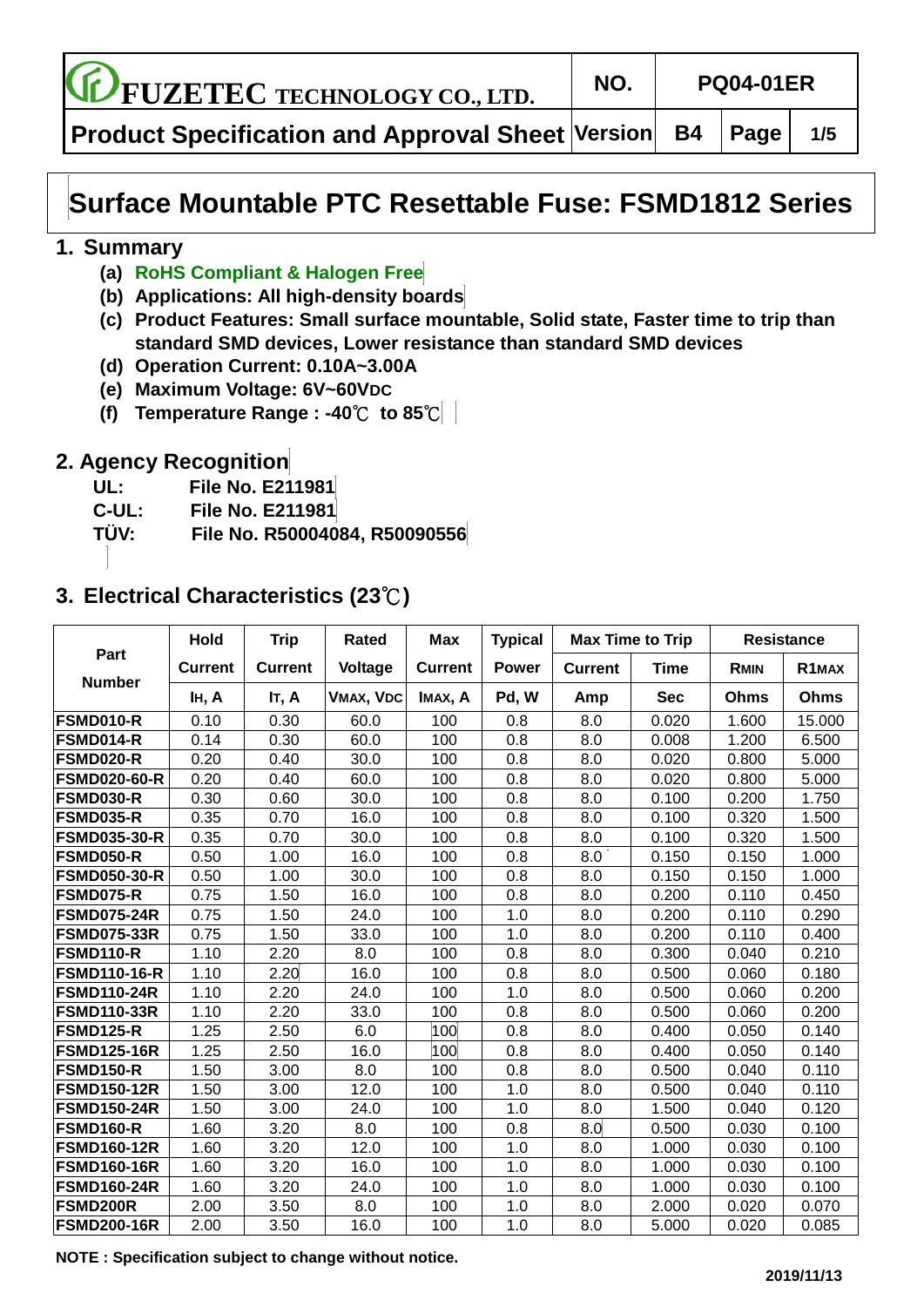# Surface Mountable PTC Resettable Fuse: FSMD1812 Series

## 1. Summary

- **(a) RoHS Compliant & Halogen Free**
- **(b) Applications: All high-density boards**
- **(c) Product Features: Small surface mountable, Solid state, Faster time to trip than standard SMD devices, Lower resistance than standard SMD devices**
- **(d) Operation Current: 0.10A~3.00A**
- **(e) Maximum Voltage: 6V~60V**$_{DC}$
- **(f) Temperature Range : -40℃ to 85℃**

## 2. Agency Recognition

**UL:** File No. E211981
**C-UL:** File No. E211981
**TÜV:** File No. R50004084, R50090556

## 3. Electrical Characteristics (23℃)

| Part Number | Hold Current | Trip Current | Rated Voltage | Max Current | Typical Power | Max Time to Trip | | Resistance | |
|---|---|---|---|---|---|---|---|---|---|
| | | | | | | Current | Time | $R_{MIN}$ | $R1_{MAX}$ |
| | $I_H$, A | $I_T$, A | $V_{MAX}$, $V_{DC}$ | $I_{MAX}$, A | Pd, W | Amp | Sec | Ohms | Ohms |
| FSMD010-R | 0.10 | 0.30 | 60.0 | 100 | 0.8 | 8.0 | 0.020 | 1.600 | 15.000 |
| FSMD014-R | 0.14 | 0.30 | 60.0 | 100 | 0.8 | 8.0 | 0.008 | 1.200 | 6.500 |
| FSMD020-R | 0.20 | 0.40 | 30.0 | 100 | 0.8 | 8.0 | 0.020 | 0.800 | 5.000 |
| FSMD020-60-R | 0.20 | 0.40 | 60.0 | 100 | 0.8 | 8.0 | 0.020 | 0.800 | 5.000 |
| FSMD030-R | 0.30 | 0.60 | 30.0 | 100 | 0.8 | 8.0 | 0.100 | 0.200 | 1.750 |
| FSMD035-R | 0.35 | 0.70 | 16.0 | 100 | 0.8 | 8.0 | 0.100 | 0.320 | 1.500 |
| FSMD035-30-R | 0.35 | 0.70 | 30.0 | 100 | 0.8 | 8.0 | 0.100 | 0.320 | 1.500 |
| FSMD050-R | 0.50 | 1.00 | 16.0 | 100 | 0.8 | 8.0 | 0.150 | 0.150 | 1.000 |
| FSMD050-30-R | 0.50 | 1.00 | 30.0 | 100 | 0.8 | 8.0 | 0.150 | 0.150 | 1.000 |
| FSMD075-R | 0.75 | 1.50 | 16.0 | 100 | 0.8 | 8.0 | 0.200 | 0.110 | 0.450 |
| FSMD075-24R | 0.75 | 1.50 | 24.0 | 100 | 1.0 | 8.0 | 0.200 | 0.110 | 0.290 |
| FSMD075-33R | 0.75 | 1.50 | 33.0 | 100 | 1.0 | 8.0 | 0.200 | 0.110 | 0.400 |
| FSMD110-R | 1.10 | 2.20 | 8.0 | 100 | 0.8 | 8.0 | 0.300 | 0.040 | 0.210 |
| FSMD110-16-R | 1.10 | 2.20 | 16.0 | 100 | 0.8 | 8.0 | 0.500 | 0.060 | 0.180 |
| FSMD110-24R | 1.10 | 2.20 | 24.0 | 100 | 1.0 | 8.0 | 0.500 | 0.060 | 0.200 |
| FSMD110-33R | 1.10 | 2.20 | 33.0 | 100 | 0.8 | 8.0 | 0.500 | 0.060 | 0.200 |
| FSMD125-R | 1.25 | 2.50 | 6.0 | 100 | 0.8 | 8.0 | 0.400 | 0.050 | 0.140 |
| FSMD125-16R | 1.25 | 2.50 | 16.0 | 100 | 0.8 | 8.0 | 0.400 | 0.050 | 0.140 |
| FSMD150-R | 1.50 | 3.00 | 8.0 | 100 | 0.8 | 8.0 | 0.500 | 0.040 | 0.110 |
| FSMD150-12R | 1.50 | 3.00 | 12.0 | 100 | 1.0 | 8.0 | 0.500 | 0.040 | 0.110 |
| FSMD150-24R | 1.50 | 3.00 | 24.0 | 100 | 1.0 | 8.0 | 1.500 | 0.040 | 0.120 |
| FSMD160-R | 1.60 | 3.20 | 8.0 | 100 | 0.8 | 8.0 | 0.500 | 0.030 | 0.100 |
| FSMD160-12R | 1.60 | 3.20 | 12.0 | 100 | 1.0 | 8.0 | 1.000 | 0.030 | 0.100 |
| FSMD160-16R | 1.60 | 3.20 | 16.0 | 100 | 1.0 | 8.0 | 1.000 | 0.030 | 0.100 |
| FSMD160-24R | 1.60 | 3.20 | 24.0 | 100 | 1.0 | 8.0 | 1.000 | 0.030 | 0.100 |
| FSMD200R | 2.00 | 3.50 | 8.0 | 100 | 1.0 | 8.0 | 2.000 | 0.020 | 0.070 |
| FSMD200-16R | 2.00 | 3.50 | 16.0 | 100 | 1.0 | 8.0 | 5.000 | 0.020 | 0.085 |

**NOTE : Specification subject to change without notice.**

2019/11/13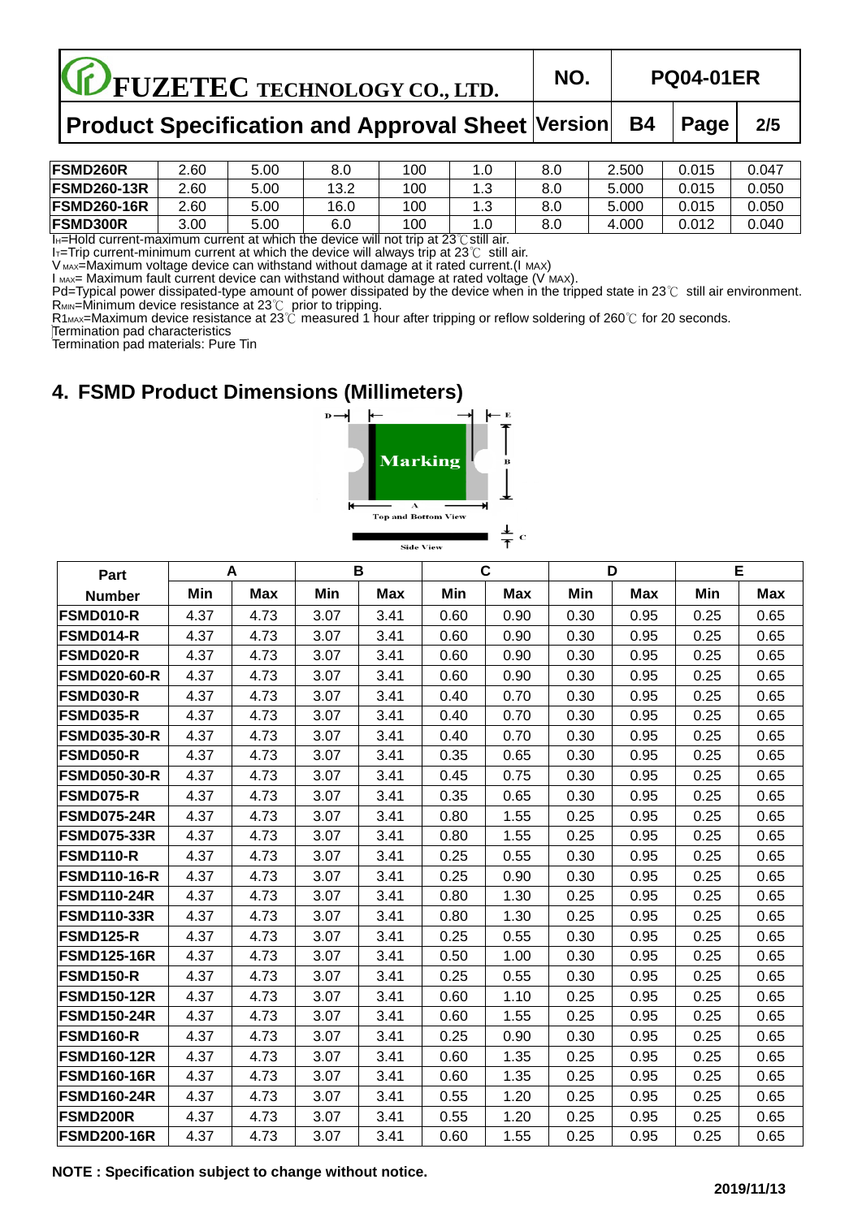| FSMD260R | 2.60 | 5.00 | 8.0 | 100 | 1.0 | 8.0 | 2.500 | 0.015 | 0.047 |
|---|---|---|---|---|---|---|---|---|---|
| FSMD260-13R | 2.60 | 5.00 | 13.2 | 100 | 1.3 | 8.0 | 5.000 | 0.015 | 0.050 |
| FSMD260-16R | 2.60 | 5.00 | 16.0 | 100 | 1.3 | 8.0 | 5.000 | 0.015 | 0.050 |
| FSMD300R | 3.00 | 5.00 | 6.0 | 100 | 1.0 | 8.0 | 4.000 | 0.012 | 0.040 |

$I_H$=Hold current-maximum current at which the device will not trip at 23℃still air.
$I_T$=Trip current-minimum current at which the device will always trip at 23℃ still air.
$V_{MAX}$=Maximum voltage device can withstand without damage at it rated current.($I_{MAX}$)
$I_{MAX}$= Maximum fault current device can withstand without damage at rated voltage ($V_{MAX}$).
Pd=Typical power dissipated-type amount of power dissipated by the device when in the tripped state in 23℃ still air environment.
$R_{MIN}$=Minimum device resistance at 23℃ prior to tripping.
$R1_{MAX}$=Maximum device resistance at 23℃ measured 1 hour after tripping or reflow soldering of 260℃ for 20 seconds.
Termination pad characteristics
Termination pad materials: Pure Tin

## 4. FSMD Product Dimensions (Millimeters)

| Part Number | A | | B | | C | | D | | E | |
|---|---|---|---|---|---|---|---|---|---|---|
| | Min | Max | Min | Max | Min | Max | Min | Max | Min | Max |
| FSMD010-R | 4.37 | 4.73 | 3.07 | 3.41 | 0.60 | 0.90 | 0.30 | 0.95 | 0.25 | 0.65 |
| FSMD014-R | 4.37 | 4.73 | 3.07 | 3.41 | 0.60 | 0.90 | 0.30 | 0.95 | 0.25 | 0.65 |
| FSMD020-R | 4.37 | 4.73 | 3.07 | 3.41 | 0.60 | 0.90 | 0.30 | 0.95 | 0.25 | 0.65 |
| FSMD020-60-R | 4.37 | 4.73 | 3.07 | 3.41 | 0.60 | 0.90 | 0.30 | 0.95 | 0.25 | 0.65 |
| FSMD030-R | 4.37 | 4.73 | 3.07 | 3.41 | 0.40 | 0.70 | 0.30 | 0.95 | 0.25 | 0.65 |
| FSMD035-R | 4.37 | 4.73 | 3.07 | 3.41 | 0.40 | 0.70 | 0.30 | 0.95 | 0.25 | 0.65 |
| FSMD035-30-R | 4.37 | 4.73 | 3.07 | 3.41 | 0.40 | 0.70 | 0.30 | 0.95 | 0.25 | 0.65 |
| FSMD050-R | 4.37 | 4.73 | 3.07 | 3.41 | 0.35 | 0.65 | 0.30 | 0.95 | 0.25 | 0.65 |
| FSMD050-30-R | 4.37 | 4.73 | 3.07 | 3.41 | 0.45 | 0.75 | 0.30 | 0.95 | 0.25 | 0.65 |
| FSMD075-R | 4.37 | 4.73 | 3.07 | 3.41 | 0.35 | 0.65 | 0.30 | 0.95 | 0.25 | 0.65 |
| FSMD075-24R | 4.37 | 4.73 | 3.07 | 3.41 | 0.80 | 1.55 | 0.25 | 0.95 | 0.25 | 0.65 |
| FSMD075-33R | 4.37 | 4.73 | 3.07 | 3.41 | 0.80 | 1.55 | 0.25 | 0.95 | 0.25 | 0.65 |
| FSMD110-R | 4.37 | 4.73 | 3.07 | 3.41 | 0.25 | 0.55 | 0.30 | 0.95 | 0.25 | 0.65 |
| FSMD110-16-R | 4.37 | 4.73 | 3.07 | 3.41 | 0.25 | 0.90 | 0.30 | 0.95 | 0.25 | 0.65 |
| FSMD110-24R | 4.37 | 4.73 | 3.07 | 3.41 | 0.80 | 1.30 | 0.25 | 0.95 | 0.25 | 0.65 |
| FSMD110-33R | 4.37 | 4.73 | 3.07 | 3.41 | 0.80 | 1.30 | 0.25 | 0.95 | 0.25 | 0.65 |
| FSMD125-R | 4.37 | 4.73 | 3.07 | 3.41 | 0.25 | 0.55 | 0.30 | 0.95 | 0.25 | 0.65 |
| FSMD125-16R | 4.37 | 4.73 | 3.07 | 3.41 | 0.50 | 1.00 | 0.30 | 0.95 | 0.25 | 0.65 |
| FSMD150-R | 4.37 | 4.73 | 3.07 | 3.41 | 0.25 | 0.55 | 0.30 | 0.95 | 0.25 | 0.65 |
| FSMD150-12R | 4.37 | 4.73 | 3.07 | 3.41 | 0.60 | 1.10 | 0.25 | 0.95 | 0.25 | 0.65 |
| FSMD150-24R | 4.37 | 4.73 | 3.07 | 3.41 | 0.60 | 1.55 | 0.25 | 0.95 | 0.25 | 0.65 |
| FSMD160-R | 4.37 | 4.73 | 3.07 | 3.41 | 0.25 | 0.90 | 0.30 | 0.95 | 0.25 | 0.65 |
| FSMD160-12R | 4.37 | 4.73 | 3.07 | 3.41 | 0.60 | 1.35 | 0.25 | 0.95 | 0.25 | 0.65 |
| FSMD160-16R | 4.37 | 4.73 | 3.07 | 3.41 | 0.60 | 1.35 | 0.25 | 0.95 | 0.25 | 0.65 |
| FSMD160-24R | 4.37 | 4.73 | 3.07 | 3.41 | 0.55 | 1.20 | 0.25 | 0.95 | 0.25 | 0.65 |
| FSMD200R | 4.37 | 4.73 | 3.07 | 3.41 | 0.55 | 1.20 | 0.25 | 0.95 | 0.25 | 0.65 |
| FSMD200-16R | 4.37 | 4.73 | 3.07 | 3.41 | 0.60 | 1.55 | 0.25 | 0.95 | 0.25 | 0.65 |

**NOTE : Specification subject to change without notice.**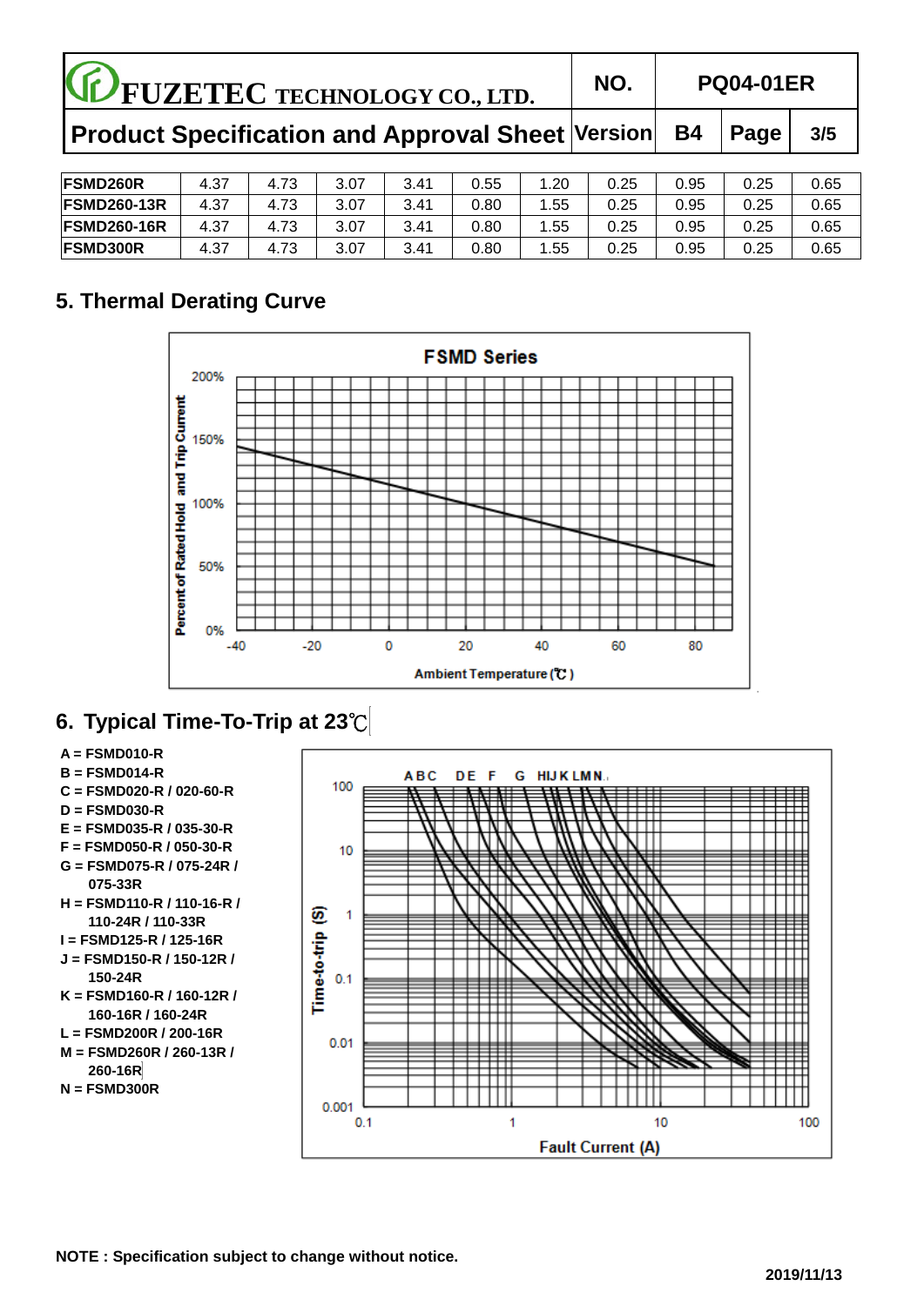| FSMD260R | 4.37 | 4.73 | 3.07 | 3.41 | 0.55 | 1.20 | 0.25 | 0.95 | 0.25 | 0.65 |
|---|---|---|---|---|---|---|---|---|---|---|
| FSMD260-13R | 4.37 | 4.73 | 3.07 | 3.41 | 0.80 | 1.55 | 0.25 | 0.95 | 0.25 | 0.65 |
| FSMD260-16R | 4.37 | 4.73 | 3.07 | 3.41 | 0.80 | 1.55 | 0.25 | 0.95 | 0.25 | 0.65 |
| FSMD300R | 4.37 | 4.73 | 3.07 | 3.41 | 0.80 | 1.55 | 0.25 | 0.95 | 0.25 | 0.65 |

## 5. Thermal Derating Curve

## 6. Typical Time-To-Trip at 23℃

**A = FSMD010-R**
**B = FSMD014-R**
**C = FSMD020-R / 020-60-R**
**D = FSMD030-R**
**E = FSMD035-R / 035-30-R**
**F = FSMD050-R / 050-30-R**
**G = FSMD075-R / 075-24R / 075-33R**
**H = FSMD110-R / 110-16-R / 110-24R / 110-33R**
**I = FSMD125-R / 125-16R**
**J = FSMD150-R / 150-12R / 150-24R**
**K = FSMD160-R / 160-12R / 160-16R / 160-24R**
**L = FSMD200R / 200-16R**
**M = FSMD260R / 260-13R / 260-16R**
**N = FSMD300R**

**NOTE : Specification subject to change without notice.**

**2019/11/13**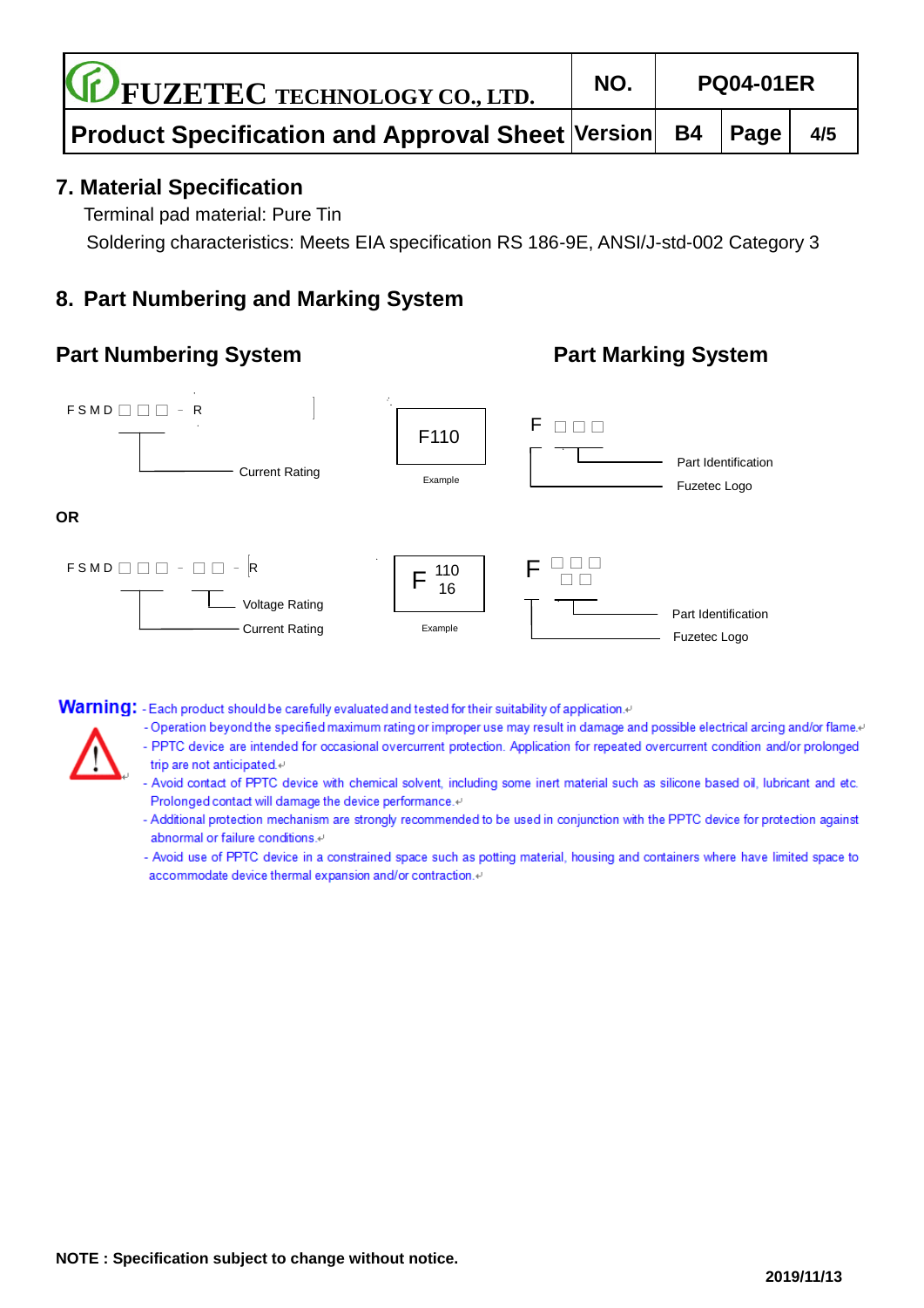## 7. Material Specification

Terminal pad material: Pure Tin

Soldering characteristics: Meets EIA specification RS 186-9E, ANSI/J-std-002 Category 3

## 8. Part Numbering and Marking System

### Part Numbering System

FSMD □□□ - R

- Current Rating

F110

Example

### Part Marking System

F □□□

- Part Identification
- Fuzetec Logo

**OR**

FSMD □□□ - □□ - R

- Voltage Rating
- Current Rating

F 110 16

Example

F □□□ □□

- Part Identification
- Fuzetec Logo

**Warning:**

- Each product should be carefully evaluated and tested for their suitability of application.
- Operation beyond the specified maximum rating or improper use may result in damage and possible electrical arcing and/or flame.
- PPTC device are intended for occasional overcurrent protection. Application for repeated overcurrent condition and/or prolonged trip are not anticipated.
- Avoid contact of PPTC device with chemical solvent, including some inert material such as silicone based oil, lubricant and etc. Prolonged contact will damage the device performance.
- Additional protection mechanism are strongly recommended to be used in conjunction with the PPTC device for protection against abnormal or failure conditions.
- Avoid use of PPTC device in a constrained space such as potting material, housing and containers where have limited space to accommodate device thermal expansion and/or contraction.

**NOTE : Specification subject to change without notice.**

**2019/11/13**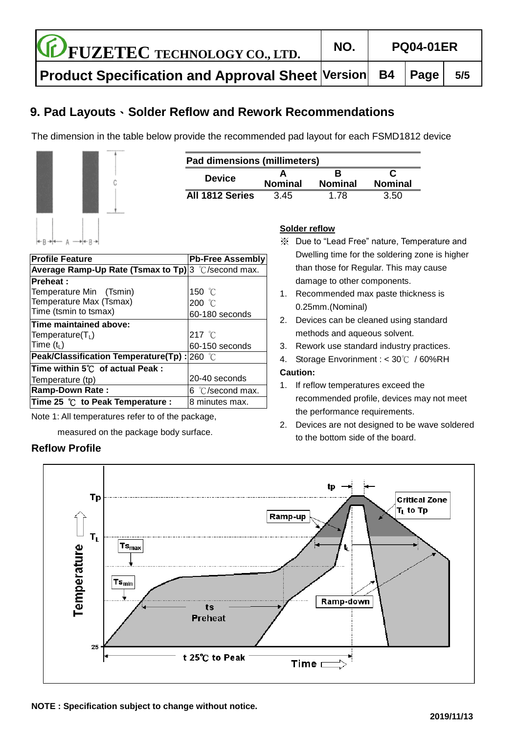## 9. Pad Layouts、Solder Reflow and Rework Recommendations

The dimension in the table below provide the recommended pad layout for each FSMD1812 device

C

B A B

| Pad dimensions (millimeters) | | | |
|---|---|---|---|
| Device | A Nominal | B Nominal | C Nominal |
| All 1812 Series | 3.45 | 1.78 | 3.50 |

| Profile Feature | Pb-Free Assembly |
|---|---|
| Average Ramp-Up Rate (Tsmax to Tp) | 3 ℃/second max. |
| **Preheat :** | |
| Temperature Min (Tsmin) | 150 ℃ |
| Temperature Max (Tsmax) | 200 ℃ |
| Time (tsmin to tsmax) | 60-180 seconds |
| **Time maintained above:** | |
| Temperature($T_L$) | 217 ℃ |
| Time ($t_L$) | 60-150 seconds |
| **Peak/Classification Temperature(Tp) :** | 260 ℃ |
| **Time within 5℃ of actual Peak :** | |
| Temperature (tp) | 20-40 seconds |
| **Ramp-Down Rate :** | 6 ℃/second max. |
| **Time 25 ℃ to Peak Temperature :** | 8 minutes max. |

Note 1: All temperatures refer to of the package,

measured on the package body surface.

**Solder reflow**

※ Due to "Lead Free" nature, Temperature and Dwelling time for the soldering zone is higher than those for Regular. This may cause damage to other components.

1. Recommended max paste thickness is 0.25mm.(Nominal)
2. Devices can be cleaned using standard methods and aqueous solvent.
3. Rework use standard industry practices.
4. Storage Envorinment : < 30℃ / 60%RH

**Caution:**

1. If reflow temperatures exceed the recommended profile, devices may not meet the performance requirements.
2. Devices are not designed to be wave soldered to the bottom side of the board.

### Reflow Profile

tp

Tp

Critical Zone
$T_L$ to Tp

Ramp-up

$T_L$

$Ts_{max}$

$t_L$

Temperature

$Ts_{min}$

Ramp-down

ts
Preheat

25

t 25℃ to Peak

Time

**NOTE : Specification subject to change without notice.**

2019/11/13